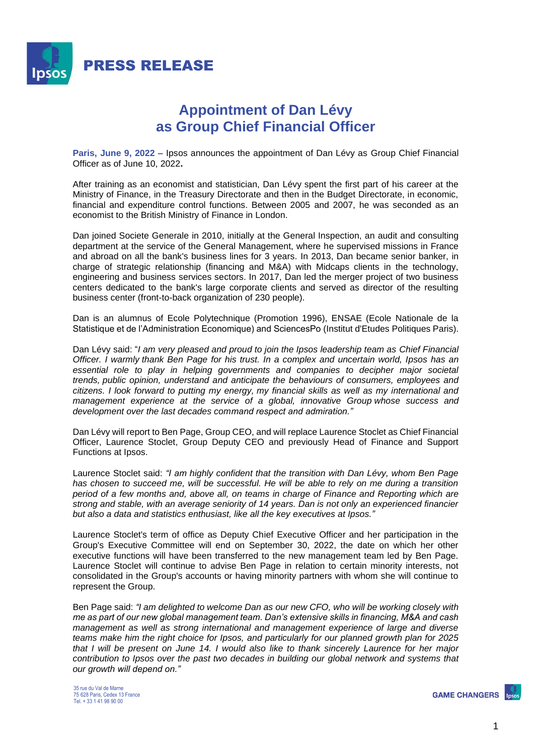# PRESS RELEASE

## Appointment of Dan Lévy as Group Chief Financial Officer

**Paris, June 9, 2022 –** Ipsos announces the appointment of Dan Lévy as Group Chief Financial Officer as of June 10, 2022**.**

After training as an economist and statistician, Dan Lévy spent the first part of his career at the Ministry of Finance, in the Treasury Directorate and then in the Budget Directorate, in economic, financial and expenditure control functions. Between 2005 and 2007, he was seconded as an economist to the British Ministry of Finance in London.

Dan joined Societe Generale in 2010, initially at the General Inspection, an audit and consulting department at the service of the General Management, where he supervised missions in France and abroad on all the bank's business lines for 3 years. In 2013, Dan became senior banker, in charge of strategic relationship (financing and M&A) with Midcaps clients in the technology, engineering and business services sectors. In 2017, Dan led the merger project of two business centers dedicated to the bank's large corporate clients and served as director of the resulting business center (front-to-back organization of 230 people).

Dan is an alumnus of Ecole Polytechnique (Promotion 1996), ENSAE (Ecole Nationale de la Statistique et de l'Administration Economique) and SciencesPo (Institut d'Etudes Politiques Paris).

Dan Lévy said: "*I am very pleased and proud to join the Ipsos leadership team as Chief Financial Officer. I warmly thank Ben Page for his trust. In a complex and uncertain world, Ipsos has an essential role to play in helping governments and companies to decipher major societal trends, public opinion, understand and anticipate the behaviours of consumers, employees and citizens. I look forward to putting my energy, my financial skills as well as my international and management experience at the service of a global, innovative Group whose success and development over the last decades command respect and admiration.*"

Dan Lévy will report to Ben Page, Group CEO, and will replace Laurence Stoclet as Chief Financial Officer, Laurence Stoclet, Group Deputy CEO and previously Head of Finance and Support Functions at Ipsos.

Laurence Stoclet said: *"I am highly confident that the transition with Dan Lévy, whom Ben Page has chosen to succeed me, will be successful. He will be able to rely on me during a transition period of a few months and, above all, on teams in charge of Finance and Reporting which are strong and stable, with an average seniority of 14 years. Dan is not only an experienced financier but also a data and statistics enthusiast, like all the key executives at Ipsos."*

Laurence Stoclet's term of office as Deputy Chief Executive Officer and her participation in the Group's Executive Committee will end on September 30, 2022, the date on which her other executive functions will have been transferred to the new management team led by Ben Page. Laurence Stoclet will continue to advise Ben Page in relation to certain minority interests, not consolidated in the Group's accounts or having minority partners with whom she will continue to represent the Group.

Ben Page said: *"I am delighted to welcome Dan as our new CFO, who will be working closely with me as part of our new global management team. Dan's extensive skills in financing, M&A and cash management as well as strong international and management experience of large and diverse teams make him the right choice for Ipsos, and particularly for our planned growth plan for 2025 that I will be present on June 14. I would also like to thank sincerely Laurence for her major contribution to Ipsos over the past two decades in building our global network and systems that our growth will depend on."*

35 rue du Val de Marne
75 628 Paris, Cedex 13 France
Tel. + 33 1 41 98 90 00

GAME CHANGERS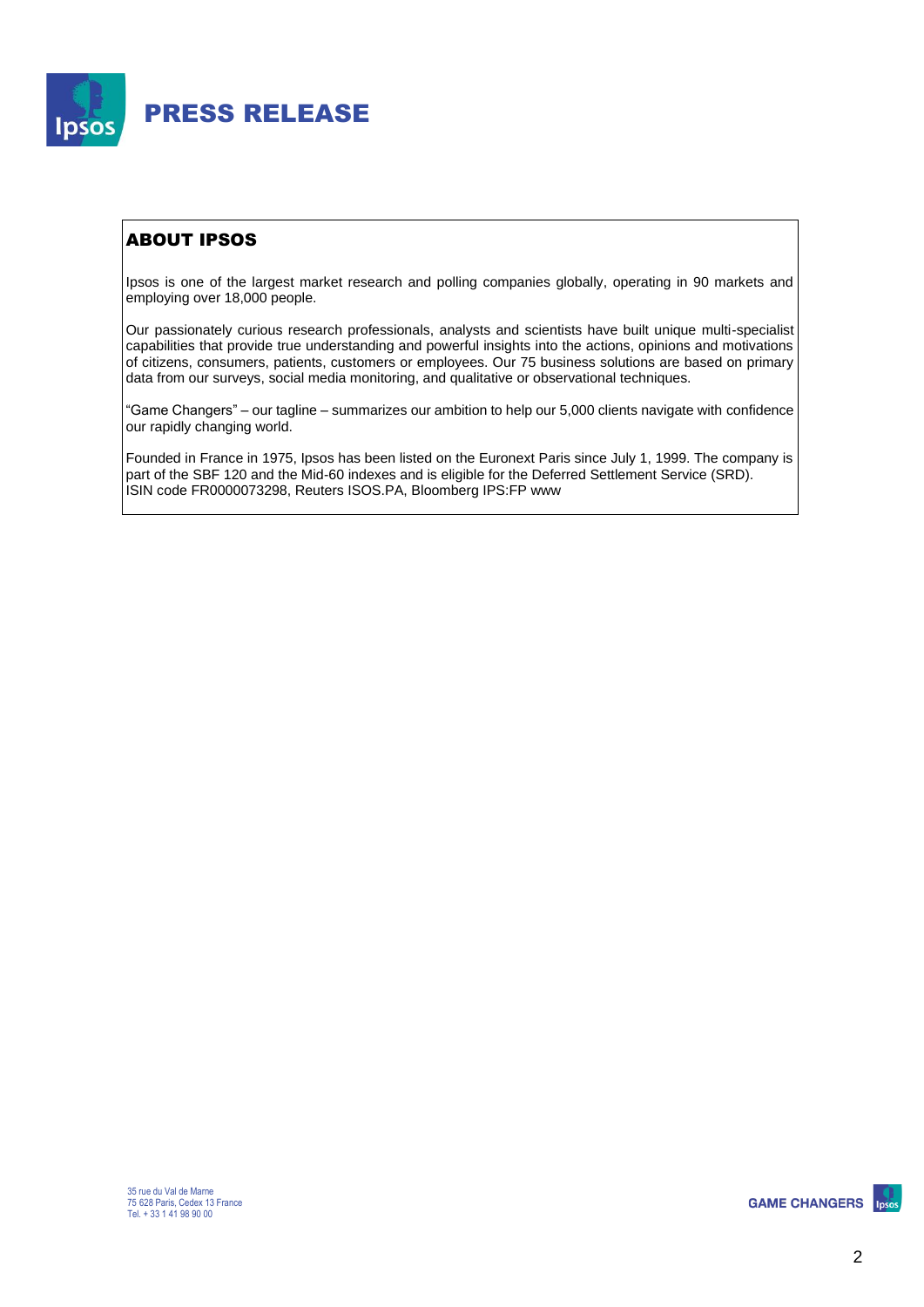## ABOUT IPSOS

Ipsos is one of the largest market research and polling companies globally, operating in 90 markets and employing over 18,000 people.

Our passionately curious research professionals, analysts and scientists have built unique multi-specialist capabilities that provide true understanding and powerful insights into the actions, opinions and motivations of citizens, consumers, patients, customers or employees. Our 75 business solutions are based on primary data from our surveys, social media monitoring, and qualitative or observational techniques.

"Game Changers" – our tagline – summarizes our ambition to help our 5,000 clients navigate with confidence our rapidly changing world.

Founded in France in 1975, Ipsos has been listed on the Euronext Paris since July 1, 1999. The company is part of the SBF 120 and the Mid-60 indexes and is eligible for the Deferred Settlement Service (SRD).
ISIN code FR0000073298, Reuters ISOS.PA, Bloomberg IPS:FP www

35 rue du Val de Marne
75 628 Paris, Cedex 13 France
Tel. + 33 1 41 98 90 00

GAME CHANGERS